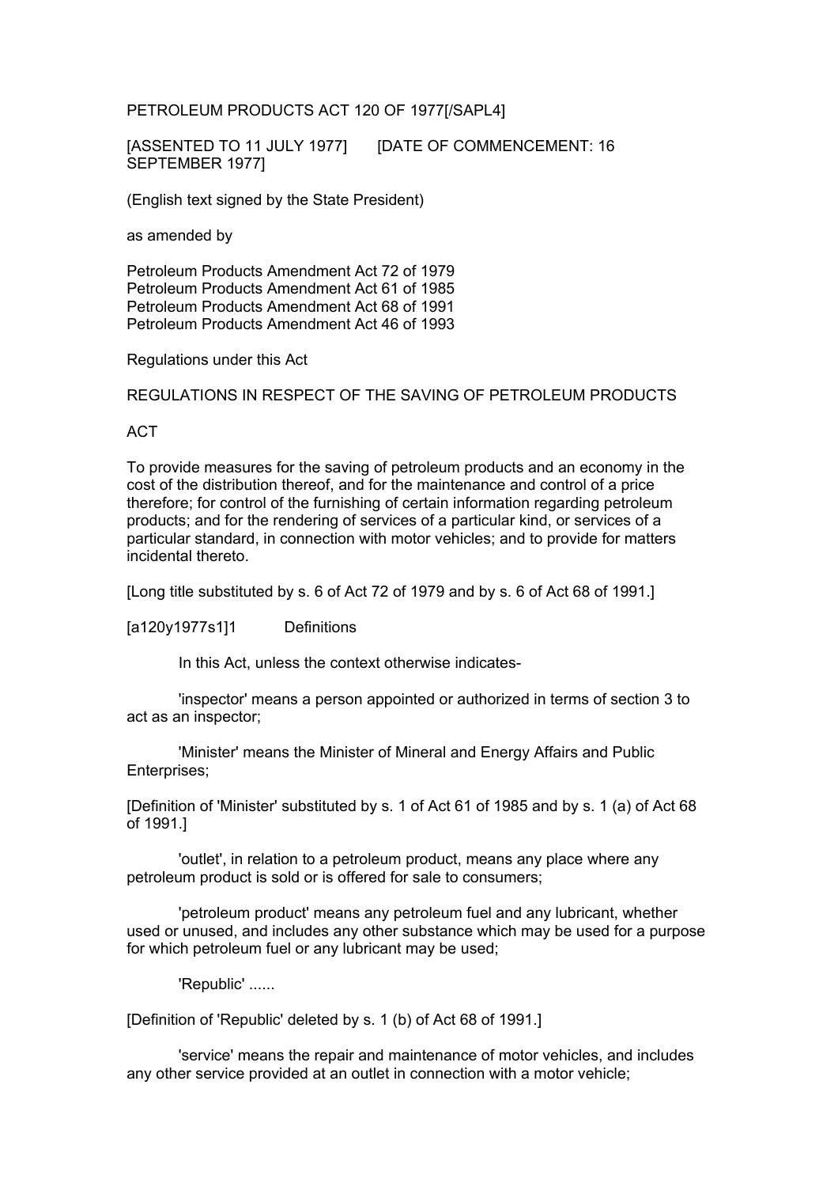# PETROLEUM PRODUCTS ACT 120 OF 1977[/SAPL4]

[ASSENTED TO 11 JULY 1977] [DATE OF COMMENCEMENT: 16 SEPTEMBER 1977]

(English text signed by the State President)

as amended by

Petroleum Products Amendment Act 72 of 1979
Petroleum Products Amendment Act 61 of 1985
Petroleum Products Amendment Act 68 of 1991
Petroleum Products Amendment Act 46 of 1993

Regulations under this Act

REGULATIONS IN RESPECT OF THE SAVING OF PETROLEUM PRODUCTS

## ACT

To provide measures for the saving of petroleum products and an economy in the cost of the distribution thereof, and for the maintenance and control of a price therefore; for control of the furnishing of certain information regarding petroleum products; and for the rendering of services of a particular kind, or services of a particular standard, in connection with motor vehicles; and to provide for matters incidental thereto.

[Long title substituted by s. 6 of Act 72 of 1979 and by s. 6 of Act 68 of 1991.]

### [a120y1977s1]1 Definitions

In this Act, unless the context otherwise indicates-

'inspector' means a person appointed or authorized in terms of section 3 to act as an inspector;

'Minister' means the Minister of Mineral and Energy Affairs and Public Enterprises;

[Definition of 'Minister' substituted by s. 1 of Act 61 of 1985 and by s. 1 (a) of Act 68 of 1991.]

'outlet', in relation to a petroleum product, means any place where any petroleum product is sold or is offered for sale to consumers;

'petroleum product' means any petroleum fuel and any lubricant, whether used or unused, and includes any other substance which may be used for a purpose for which petroleum fuel or any lubricant may be used;

'Republic' ......

[Definition of 'Republic' deleted by s. 1 (b) of Act 68 of 1991.]

'service' means the repair and maintenance of motor vehicles, and includes any other service provided at an outlet in connection with a motor vehicle;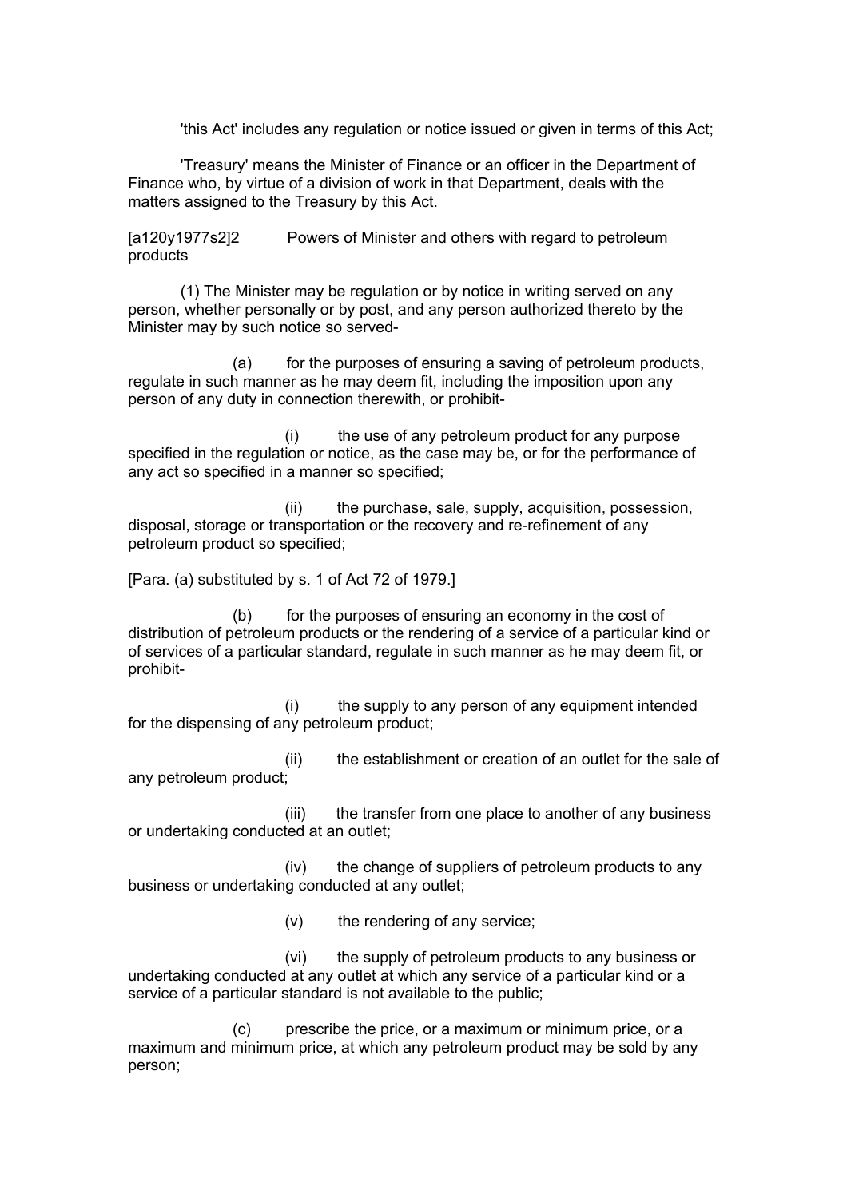'this Act' includes any regulation or notice issued or given in terms of this Act;

'Treasury' means the Minister of Finance or an officer in the Department of Finance who, by virtue of a division of work in that Department, deals with the matters assigned to the Treasury by this Act.

[a120y1977s2]2 Powers of Minister and others with regard to petroleum products

(1) The Minister may be regulation or by notice in writing served on any person, whether personally or by post, and any person authorized thereto by the Minister may by such notice so served-

(a) for the purposes of ensuring a saving of petroleum products, regulate in such manner as he may deem fit, including the imposition upon any person of any duty in connection therewith, or prohibit-

(i) the use of any petroleum product for any purpose specified in the regulation or notice, as the case may be, or for the performance of any act so specified in a manner so specified;

(ii) the purchase, sale, supply, acquisition, possession, disposal, storage or transportation or the recovery and re-refinement of any petroleum product so specified;

[Para. (a) substituted by s. 1 of Act 72 of 1979.]

(b) for the purposes of ensuring an economy in the cost of distribution of petroleum products or the rendering of a service of a particular kind or of services of a particular standard, regulate in such manner as he may deem fit, or prohibit-

(i) the supply to any person of any equipment intended for the dispensing of any petroleum product;

(ii) the establishment or creation of an outlet for the sale of any petroleum product;

(iii) the transfer from one place to another of any business or undertaking conducted at an outlet;

(iv) the change of suppliers of petroleum products to any business or undertaking conducted at any outlet;

(v) the rendering of any service;

(vi) the supply of petroleum products to any business or undertaking conducted at any outlet at which any service of a particular kind or a service of a particular standard is not available to the public;

(c) prescribe the price, or a maximum or minimum price, or a maximum and minimum price, at which any petroleum product may be sold by any person;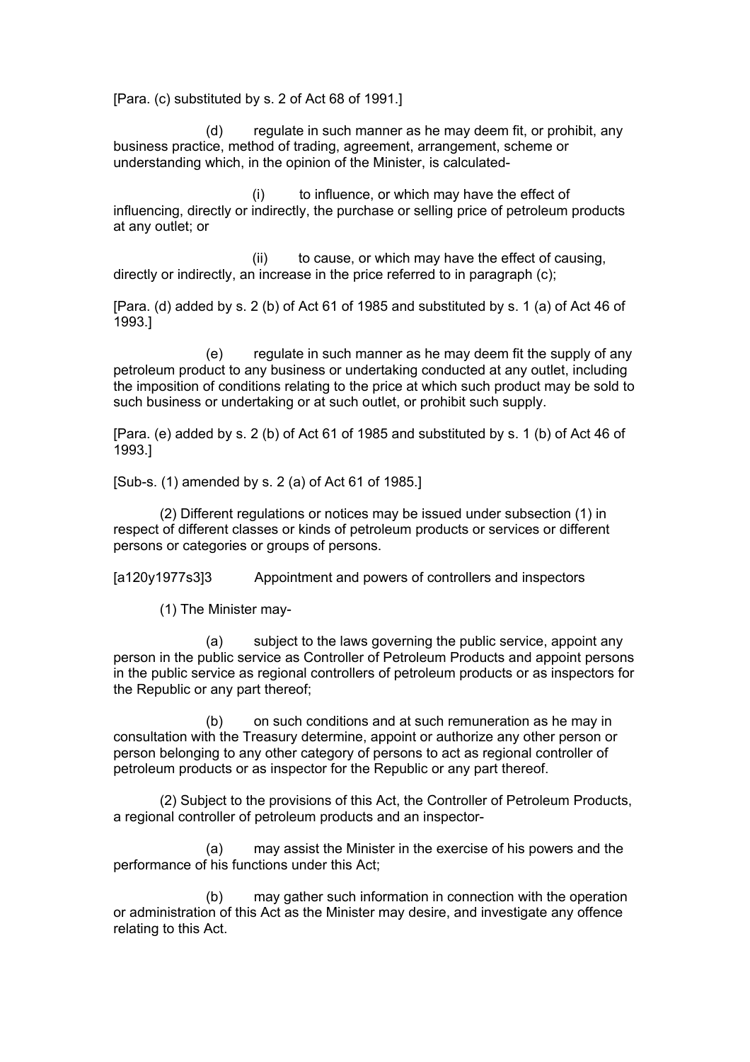[Para. (c) substituted by s. 2 of Act 68 of 1991.]

(d) regulate in such manner as he may deem fit, or prohibit, any business practice, method of trading, agreement, arrangement, scheme or understanding which, in the opinion of the Minister, is calculated-

(i) to influence, or which may have the effect of influencing, directly or indirectly, the purchase or selling price of petroleum products at any outlet; or

(ii) to cause, or which may have the effect of causing, directly or indirectly, an increase in the price referred to in paragraph (c);

[Para. (d) added by s. 2 (b) of Act 61 of 1985 and substituted by s. 1 (a) of Act 46 of 1993.]

(e) regulate in such manner as he may deem fit the supply of any petroleum product to any business or undertaking conducted at any outlet, including the imposition of conditions relating to the price at which such product may be sold to such business or undertaking or at such outlet, or prohibit such supply.

[Para. (e) added by s. 2 (b) of Act 61 of 1985 and substituted by s. 1 (b) of Act 46 of 1993.]

[Sub-s. (1) amended by s. 2 (a) of Act 61 of 1985.]

(2) Different regulations or notices may be issued under subsection (1) in respect of different classes or kinds of petroleum products or services or different persons or categories or groups of persons.

[a120y1977s3]3 Appointment and powers of controllers and inspectors

(1) The Minister may-

(a) subject to the laws governing the public service, appoint any person in the public service as Controller of Petroleum Products and appoint persons in the public service as regional controllers of petroleum products or as inspectors for the Republic or any part thereof;

(b) on such conditions and at such remuneration as he may in consultation with the Treasury determine, appoint or authorize any other person or person belonging to any other category of persons to act as regional controller of petroleum products or as inspector for the Republic or any part thereof.

(2) Subject to the provisions of this Act, the Controller of Petroleum Products, a regional controller of petroleum products and an inspector-

(a) may assist the Minister in the exercise of his powers and the performance of his functions under this Act;

(b) may gather such information in connection with the operation or administration of this Act as the Minister may desire, and investigate any offence relating to this Act.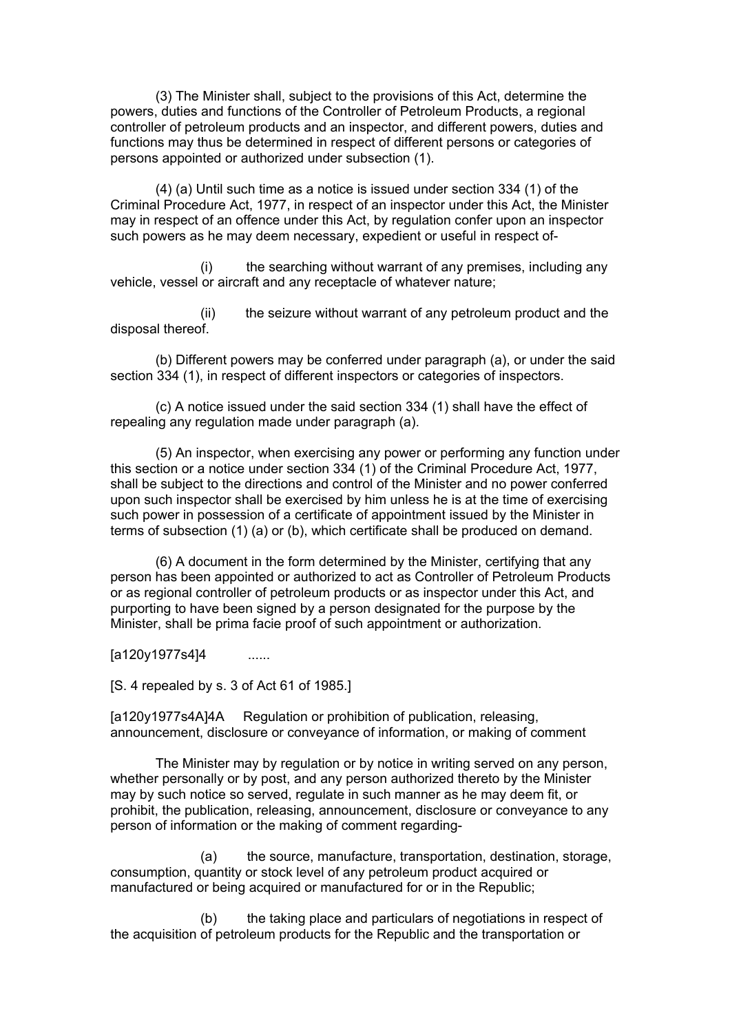(3) The Minister shall, subject to the provisions of this Act, determine the powers, duties and functions of the Controller of Petroleum Products, a regional controller of petroleum products and an inspector, and different powers, duties and functions may thus be determined in respect of different persons or categories of persons appointed or authorized under subsection (1).

(4) (a) Until such time as a notice is issued under section 334 (1) of the Criminal Procedure Act, 1977, in respect of an inspector under this Act, the Minister may in respect of an offence under this Act, by regulation confer upon an inspector such powers as he may deem necessary, expedient or useful in respect of-

(i) the searching without warrant of any premises, including any vehicle, vessel or aircraft and any receptacle of whatever nature;

(ii) the seizure without warrant of any petroleum product and the disposal thereof.

(b) Different powers may be conferred under paragraph (a), or under the said section 334 (1), in respect of different inspectors or categories of inspectors.

(c) A notice issued under the said section 334 (1) shall have the effect of repealing any regulation made under paragraph (a).

(5) An inspector, when exercising any power or performing any function under this section or a notice under section 334 (1) of the Criminal Procedure Act, 1977, shall be subject to the directions and control of the Minister and no power conferred upon such inspector shall be exercised by him unless he is at the time of exercising such power in possession of a certificate of appointment issued by the Minister in terms of subsection (1) (a) or (b), which certificate shall be produced on demand.

(6) A document in the form determined by the Minister, certifying that any person has been appointed or authorized to act as Controller of Petroleum Products or as regional controller of petroleum products or as inspector under this Act, and purporting to have been signed by a person designated for the purpose by the Minister, shall be prima facie proof of such appointment or authorization.

[a120y1977s4]4 ......

[S. 4 repealed by s. 3 of Act 61 of 1985.]

[a120y1977s4A]4A Regulation or prohibition of publication, releasing, announcement, disclosure or conveyance of information, or making of comment

The Minister may by regulation or by notice in writing served on any person, whether personally or by post, and any person authorized thereto by the Minister may by such notice so served, regulate in such manner as he may deem fit, or prohibit, the publication, releasing, announcement, disclosure or conveyance to any person of information or the making of comment regarding-

(a) the source, manufacture, transportation, destination, storage, consumption, quantity or stock level of any petroleum product acquired or manufactured or being acquired or manufactured for or in the Republic;

(b) the taking place and particulars of negotiations in respect of the acquisition of petroleum products for the Republic and the transportation or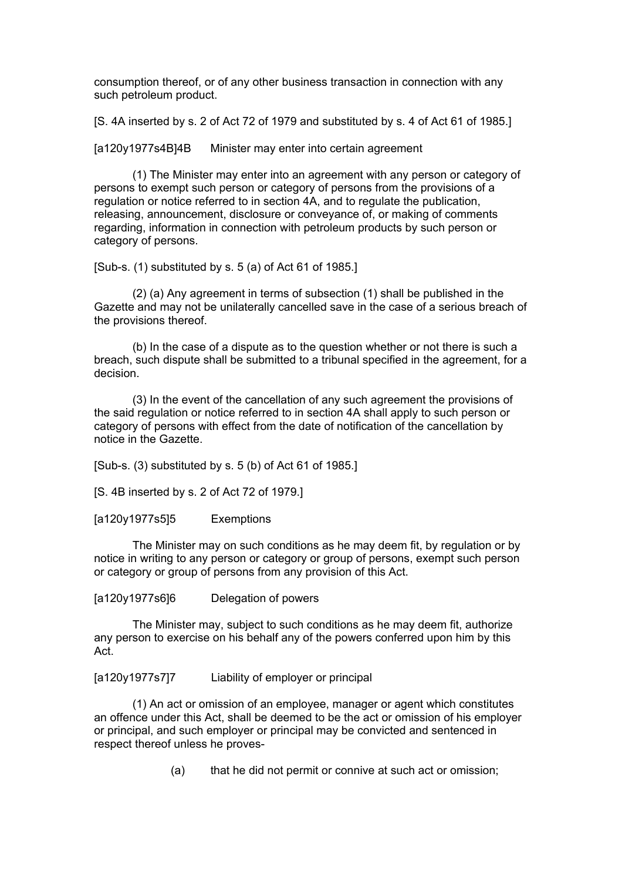consumption thereof, or of any other business transaction in connection with any such petroleum product.

[S. 4A inserted by s. 2 of Act 72 of 1979 and substituted by s. 4 of Act 61 of 1985.]

[a120y1977s4B]4B Minister may enter into certain agreement

(1) The Minister may enter into an agreement with any person or category of persons to exempt such person or category of persons from the provisions of a regulation or notice referred to in section 4A, and to regulate the publication, releasing, announcement, disclosure or conveyance of, or making of comments regarding, information in connection with petroleum products by such person or category of persons.

[Sub-s. (1) substituted by s. 5 (a) of Act 61 of 1985.]

(2) (a) Any agreement in terms of subsection (1) shall be published in the Gazette and may not be unilaterally cancelled save in the case of a serious breach of the provisions thereof.

(b) In the case of a dispute as to the question whether or not there is such a breach, such dispute shall be submitted to a tribunal specified in the agreement, for a decision.

(3) In the event of the cancellation of any such agreement the provisions of the said regulation or notice referred to in section 4A shall apply to such person or category of persons with effect from the date of notification of the cancellation by notice in the Gazette.

[Sub-s. (3) substituted by s. 5 (b) of Act 61 of 1985.]

[S. 4B inserted by s. 2 of Act 72 of 1979.]

[a120y1977s5]5 Exemptions

The Minister may on such conditions as he may deem fit, by regulation or by notice in writing to any person or category or group of persons, exempt such person or category or group of persons from any provision of this Act.

[a120y1977s6]6 Delegation of powers

The Minister may, subject to such conditions as he may deem fit, authorize any person to exercise on his behalf any of the powers conferred upon him by this Act.

[a120y1977s7]7 Liability of employer or principal

(1) An act or omission of an employee, manager or agent which constitutes an offence under this Act, shall be deemed to be the act or omission of his employer or principal, and such employer or principal may be convicted and sentenced in respect thereof unless he proves-

(a) that he did not permit or connive at such act or omission;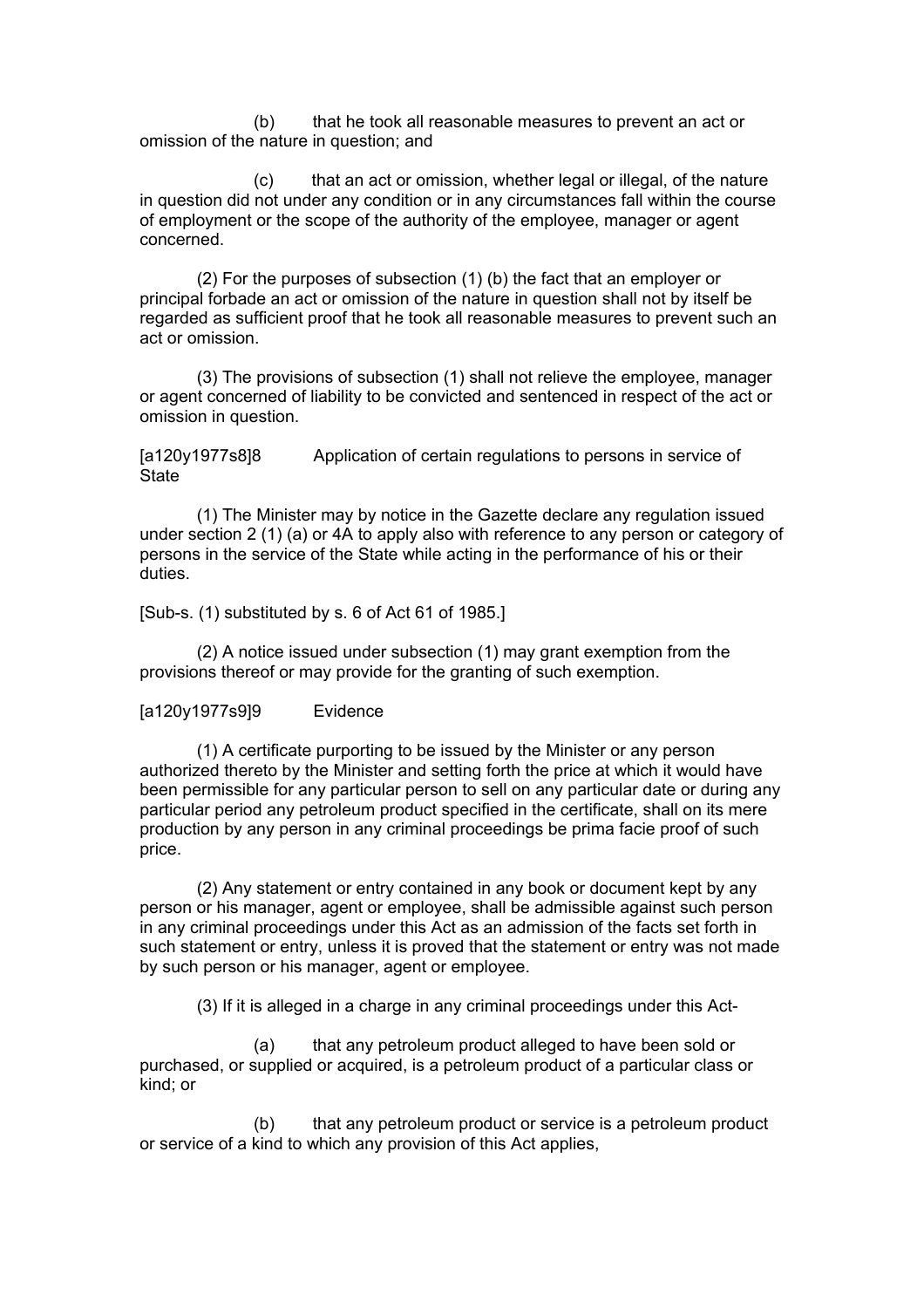(b) that he took all reasonable measures to prevent an act or omission of the nature in question; and

(c) that an act or omission, whether legal or illegal, of the nature in question did not under any condition or in any circumstances fall within the course of employment or the scope of the authority of the employee, manager or agent concerned.

(2) For the purposes of subsection (1) (b) the fact that an employer or principal forbade an act or omission of the nature in question shall not by itself be regarded as sufficient proof that he took all reasonable measures to prevent such an act or omission.

(3) The provisions of subsection (1) shall not relieve the employee, manager or agent concerned of liability to be convicted and sentenced in respect of the act or omission in question.

[a120y1977s8]8 Application of certain regulations to persons in service of State

(1) The Minister may by notice in the Gazette declare any regulation issued under section 2 (1) (a) or 4A to apply also with reference to any person or category of persons in the service of the State while acting in the performance of his or their duties.

[Sub-s. (1) substituted by s. 6 of Act 61 of 1985.]

(2) A notice issued under subsection (1) may grant exemption from the provisions thereof or may provide for the granting of such exemption.

[a120y1977s9]9 Evidence

(1) A certificate purporting to be issued by the Minister or any person authorized thereto by the Minister and setting forth the price at which it would have been permissible for any particular person to sell on any particular date or during any particular period any petroleum product specified in the certificate, shall on its mere production by any person in any criminal proceedings be prima facie proof of such price.

(2) Any statement or entry contained in any book or document kept by any person or his manager, agent or employee, shall be admissible against such person in any criminal proceedings under this Act as an admission of the facts set forth in such statement or entry, unless it is proved that the statement or entry was not made by such person or his manager, agent or employee.

(3) If it is alleged in a charge in any criminal proceedings under this Act-

(a) that any petroleum product alleged to have been sold or purchased, or supplied or acquired, is a petroleum product of a particular class or kind; or

(b) that any petroleum product or service is a petroleum product or service of a kind to which any provision of this Act applies,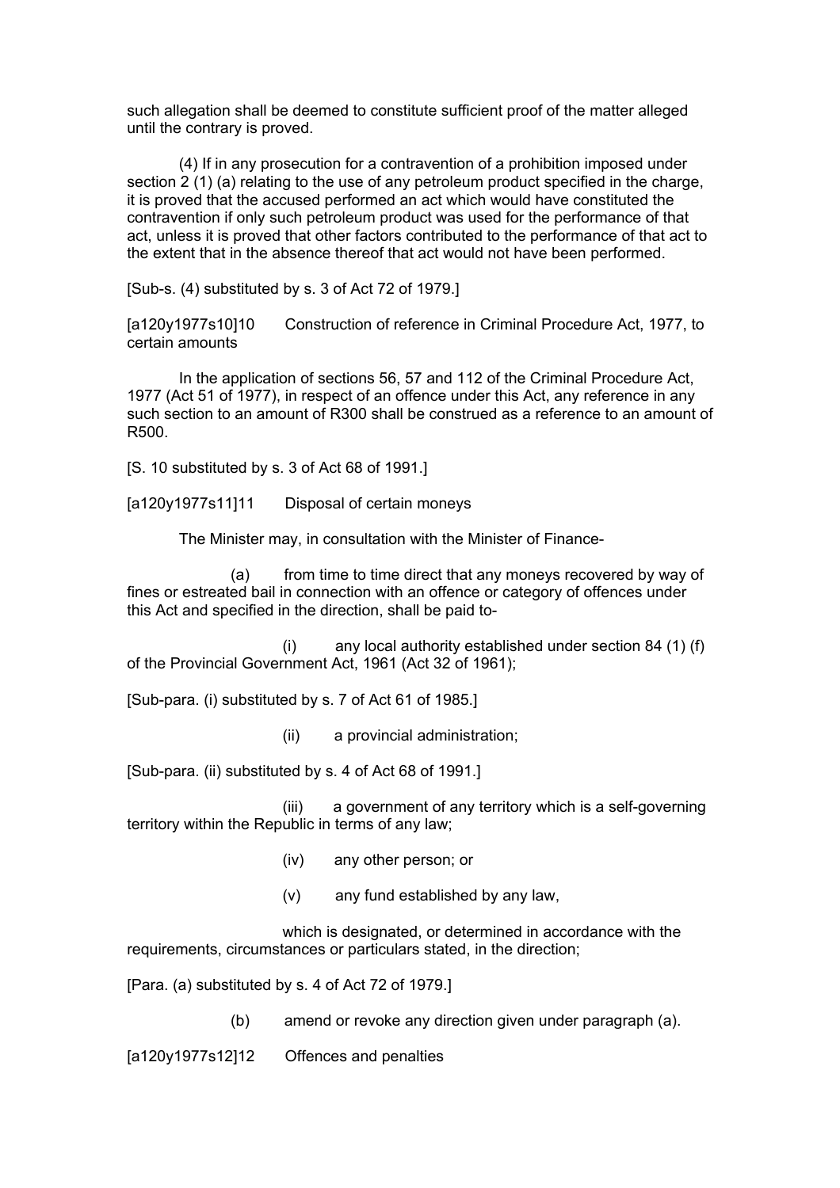such allegation shall be deemed to constitute sufficient proof of the matter alleged until the contrary is proved.

(4) If in any prosecution for a contravention of a prohibition imposed under section 2 (1) (a) relating to the use of any petroleum product specified in the charge, it is proved that the accused performed an act which would have constituted the contravention if only such petroleum product was used for the performance of that act, unless it is proved that other factors contributed to the performance of that act to the extent that in the absence thereof that act would not have been performed.

[Sub-s. (4) substituted by s. 3 of Act 72 of 1979.]

[a120y1977s10]10 Construction of reference in Criminal Procedure Act, 1977, to certain amounts

In the application of sections 56, 57 and 112 of the Criminal Procedure Act, 1977 (Act 51 of 1977), in respect of an offence under this Act, any reference in any such section to an amount of R300 shall be construed as a reference to an amount of R500.

[S. 10 substituted by s. 3 of Act 68 of 1991.]

[a120y1977s11]11 Disposal of certain moneys

The Minister may, in consultation with the Minister of Finance-

(a) from time to time direct that any moneys recovered by way of fines or estreated bail in connection with an offence or category of offences under this Act and specified in the direction, shall be paid to-

(i) any local authority established under section 84 (1) (f) of the Provincial Government Act, 1961 (Act 32 of 1961);

[Sub-para. (i) substituted by s. 7 of Act 61 of 1985.]

(ii) a provincial administration;

[Sub-para. (ii) substituted by s. 4 of Act 68 of 1991.]

(iii) a government of any territory which is a self-governing territory within the Republic in terms of any law;

(iv) any other person; or

(v) any fund established by any law,

which is designated, or determined in accordance with the requirements, circumstances or particulars stated, in the direction;

[Para. (a) substituted by s. 4 of Act 72 of 1979.]

(b) amend or revoke any direction given under paragraph (a).

[a120y1977s12]12 Offences and penalties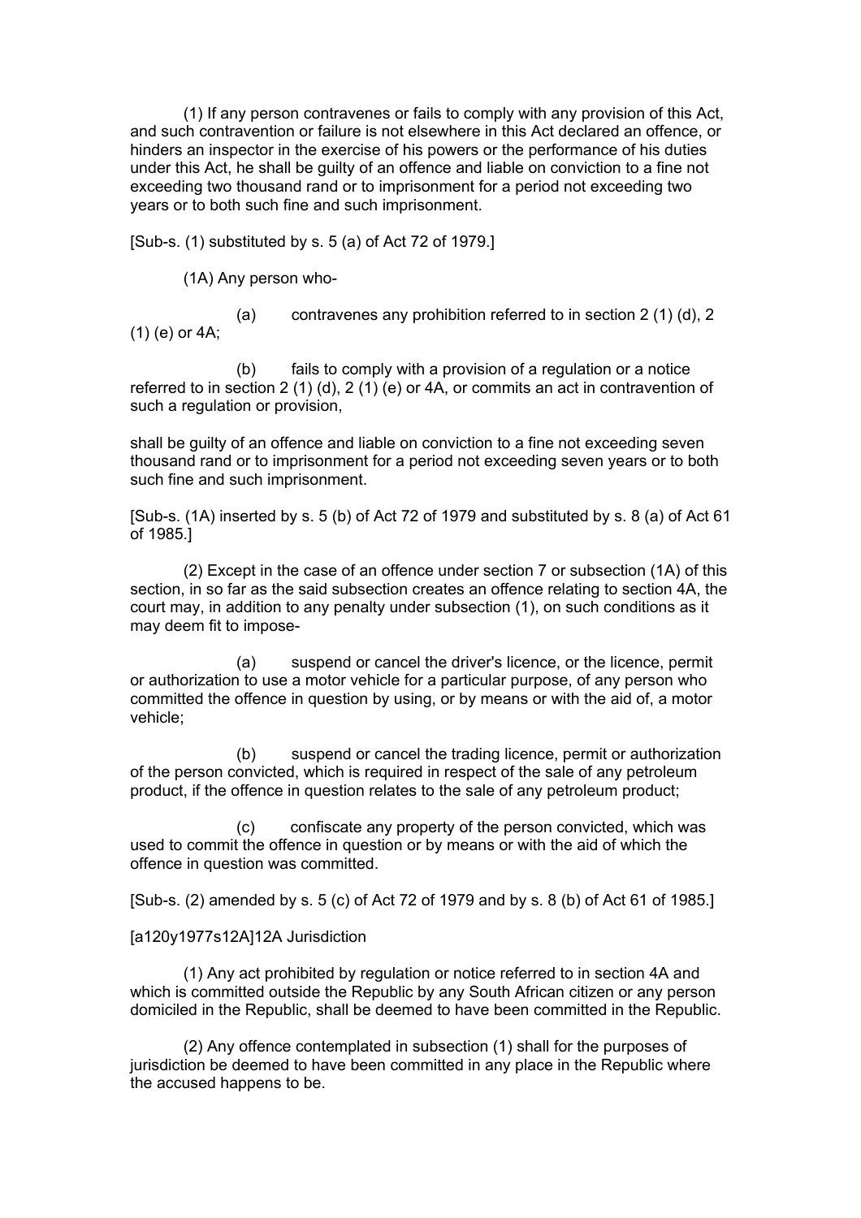(1) If any person contravenes or fails to comply with any provision of this Act, and such contravention or failure is not elsewhere in this Act declared an offence, or hinders an inspector in the exercise of his powers or the performance of his duties under this Act, he shall be guilty of an offence and liable on conviction to a fine not exceeding two thousand rand or to imprisonment for a period not exceeding two years or to both such fine and such imprisonment.

[Sub-s. (1) substituted by s. 5 (a) of Act 72 of 1979.]

(1A) Any person who-

(a) contravenes any prohibition referred to in section 2 (1) (d), 2 (1) (e) or 4A;

(b) fails to comply with a provision of a regulation or a notice referred to in section 2 (1) (d), 2 (1) (e) or 4A, or commits an act in contravention of such a regulation or provision,

shall be guilty of an offence and liable on conviction to a fine not exceeding seven thousand rand or to imprisonment for a period not exceeding seven years or to both such fine and such imprisonment.

[Sub-s. (1A) inserted by s. 5 (b) of Act 72 of 1979 and substituted by s. 8 (a) of Act 61 of 1985.]

(2) Except in the case of an offence under section 7 or subsection (1A) of this section, in so far as the said subsection creates an offence relating to section 4A, the court may, in addition to any penalty under subsection (1), on such conditions as it may deem fit to impose-

(a) suspend or cancel the driver's licence, or the licence, permit or authorization to use a motor vehicle for a particular purpose, of any person who committed the offence in question by using, or by means or with the aid of, a motor vehicle;

(b) suspend or cancel the trading licence, permit or authorization of the person convicted, which is required in respect of the sale of any petroleum product, if the offence in question relates to the sale of any petroleum product;

(c) confiscate any property of the person convicted, which was used to commit the offence in question or by means or with the aid of which the offence in question was committed.

[Sub-s. (2) amended by s. 5 (c) of Act 72 of 1979 and by s. 8 (b) of Act 61 of 1985.]

[a120y1977s12A]12A Jurisdiction

(1) Any act prohibited by regulation or notice referred to in section 4A and which is committed outside the Republic by any South African citizen or any person domiciled in the Republic, shall be deemed to have been committed in the Republic.

(2) Any offence contemplated in subsection (1) shall for the purposes of jurisdiction be deemed to have been committed in any place in the Republic where the accused happens to be.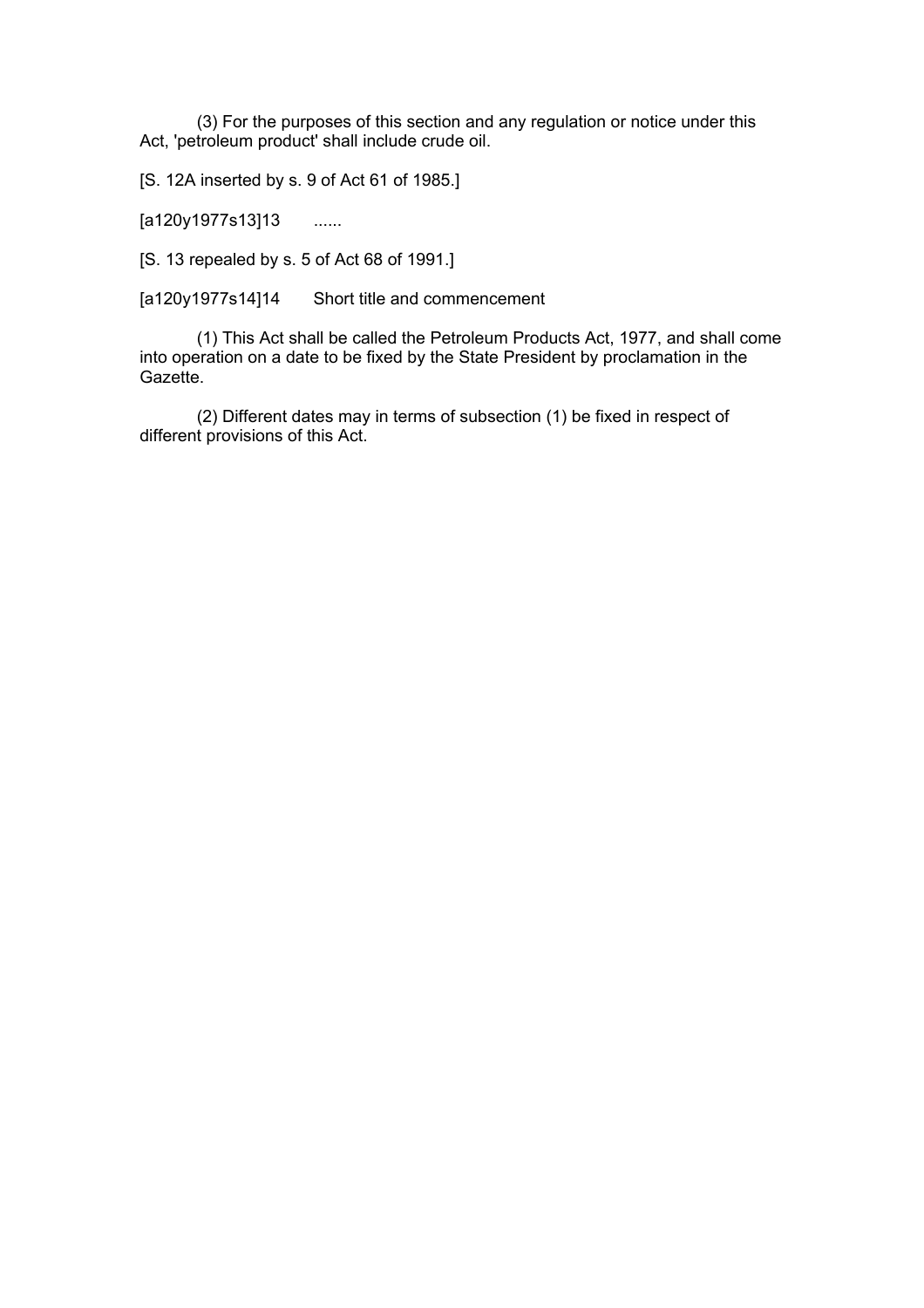(3) For the purposes of this section and any regulation or notice under this Act, 'petroleum product' shall include crude oil.

[S. 12A inserted by s. 9 of Act 61 of 1985.]

[a120y1977s13]13 ......

[S. 13 repealed by s. 5 of Act 68 of 1991.]

[a120y1977s14]14 Short title and commencement

(1) This Act shall be called the Petroleum Products Act, 1977, and shall come into operation on a date to be fixed by the State President by proclamation in the Gazette.

(2) Different dates may in terms of subsection (1) be fixed in respect of different provisions of this Act.